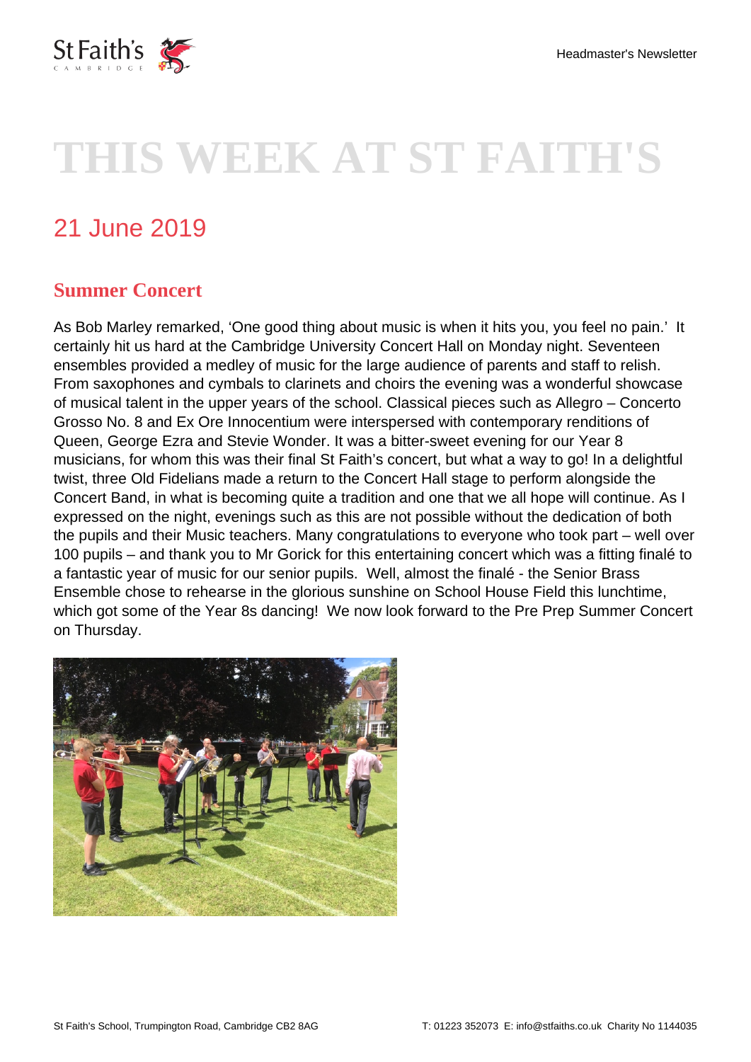# THIS WEEK AT ST FAITH'S

## 21 June 2019

### Summer Concert

As Bob Marley remarked, 'One good thing about music is when it hits you, you feel no pain.' It certainly hit us hard at the Cambridge University Concert Hall on Monday night. Seventeen ensembles provided a medley of music for the large audience of parents and staff to relish. From saxophones and cymbals to clarinets and choirs the evening was a wonderful showcase of musical talent in the upper years of the school. Classical pieces such as Allegro – Concerto Grosso No. 8 and Ex Ore Innocentium were interspersed with contemporary renditions of Queen, George Ezra and Stevie Wonder. It was a bitter-sweet evening for our Year 8 musicians, for whom this was their final St Faith's concert, but what a way to go! In a delightful twist, three Old Fidelians made a return to the Concert Hall stage to perform alongside the Concert Band, in what is becoming quite a tradition and one that we all hope will continue. As I expressed on the night, evenings such as this are not possible without the dedication of both the pupils and their Music teachers. Many congratulations to everyone who took part – well over 100 pupils – and thank you to Mr Gorick for this entertaining concert which was a fitting finalé to a fantastic year of music for our senior pupils. Well, almost the finalé - the Senior Brass Ensemble chose to rehearse in the glorious sunshine on School House Field this lunchtime, which got some of the Year 8s dancing! We now look forward to the Pre Prep Summer Concert on Thursday.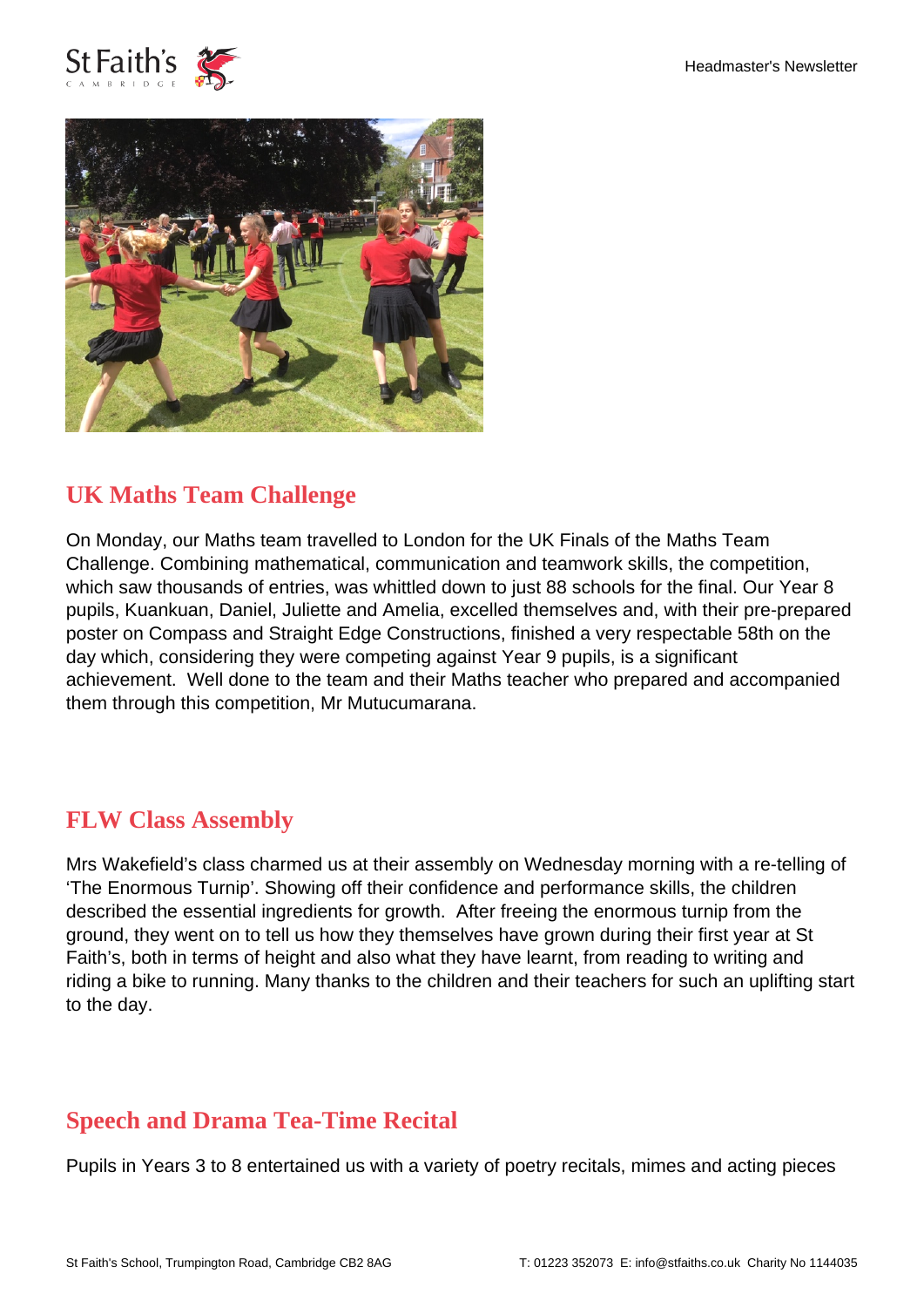## UK Maths Team Challenge

On Monday, our Maths team travelled to London for the UK Finals of the Maths Team Challenge. Combining mathematical, communication and teamwork skills, the competition, which saw thousands of entries, was whittled down to just 88 schools for the final. Our Year 8 pupils, Kuankuan, Daniel, Juliette and Amelia, excelled themselves and, with their pre-prepared poster on Compass and Straight Edge Constructions, finished a very respectable 58th on the day which, considering they were competing against Year 9 pupils, is a significant achievement.  Well done to the team and their Maths teacher who prepared and accompanied them through this competition, Mr Mutucumarana.

## FLW Class Assembly

Mrs Wakefield's class charmed us at their assembly on Wednesday morning with a re-telling of 'The Enormous Turnip'. Showing off their confidence and performance skills, the children described the essential ingredients for growth.  After freeing the enormous turnip from the ground, they went on to tell us how they themselves have grown during their first year at St Faith's, both in terms of height and also what they have learnt, from reading to writing and riding a bike to running. Many thanks to the children and their teachers for such an uplifting start to the day.

## Speech and Drama Tea-Time Recital

Pupils in Years 3 to 8 entertained us with a variety of poetry recitals, mimes and acting pieces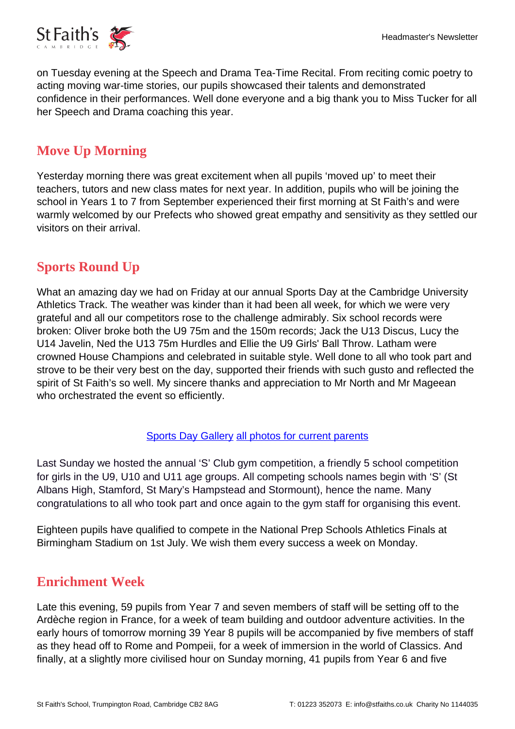on Tuesday evening at the Speech and Drama Tea-Time Recital. From reciting comic poetry to acting moving war-time stories, our pupils showcased their talents and demonstrated confidence in their performances. Well done everyone and a big thank you to Miss Tucker for all her Speech and Drama coaching this year.

## Move Up Morning

Yesterday morning there was great excitement when all pupils 'moved up' to meet their teachers, tutors and new class mates for next year. In addition, pupils who will be joining the school in Years 1 to 7 from September experienced their first morning at St Faith's and were warmly welcomed by our Prefects who showed great empathy and sensitivity as they settled our visitors on their arrival.

## Sports Round Up

What an amazing day we had on Friday at our annual Sports Day at the Cambridge University Athletics Track. The weather was kinder than it had been all week, for which we were very grateful and all our competitors rose to the challenge admirably. Six school records were broken: Oliver broke both the U9 75m and the 150m records; Jack the U13 Discus, Lucy the U14 Javelin, Ned the U13 75m Hurdles and Ellie the U9 Girls' Ball Throw. Latham were crowned House Champions and celebrated in suitable style. Well done to all who took part and strove to be their very best on the day, supported their friends with such gusto and reflected the spirit of St Faith's so well. My sincere thanks and appreciation to Mr North and Mr Mageean who orchestrated the event so efficiently.

Sports Day Gallery all photos for current parents

Last Sunday we hosted the annual 'S' Club gym competition, a friendly 5 school competition for girls in the U9, U10 and U11 age groups. All competing schools names begin with 'S' (St Albans High, Stamford, St Mary's Hampstead and Stormount), hence the name. Many congratulations to all who took part and once again to the gym staff for organising this event.

Eighteen pupils have qualified to compete in the National Prep Schools Athletics Finals at Birmingham Stadium on 1st July. We wish them every success a week on Monday.

## Enrichment Week

Late this evening, 59 pupils from Year 7 and seven members of staff will be setting off to the Ardèche region in France, for a week of team building and outdoor adventure activities. In the early hours of tomorrow morning 39 Year 8 pupils will be accompanied by five members of staff as they head off to Rome and Pompeii, for a week of immersion in the world of Classics. And finally, at a slightly more civilised hour on Sunday morning, 41 pupils from Year 6 and five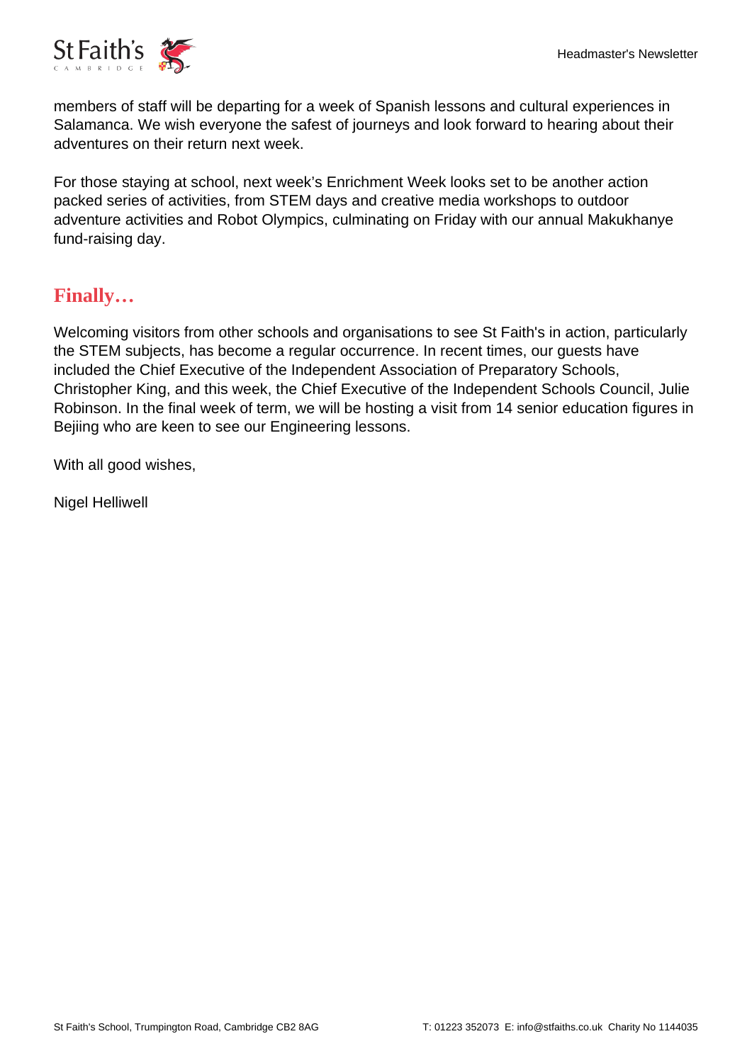members of staff will be departing for a week of Spanish lessons and cultural experiences in Salamanca. We wish everyone the safest of journeys and look forward to hearing about their adventures on their return next week.

For those staying at school, next week's Enrichment Week looks set to be another action packed series of activities, from STEM days and creative media workshops to outdoor adventure activities and Robot Olympics, culminating on Friday with our annual Makukhanye fund-raising day.

## Finally…

Welcoming visitors from other schools and organisations to see St Faith's in action, particularly the STEM subjects, has become a regular occurrence. In recent times, our guests have included the Chief Executive of the Independent Association of Preparatory Schools, Christopher King, and this week, the Chief Executive of the Independent Schools Council, Julie Robinson. In the final week of term, we will be hosting a visit from 14 senior education figures in Bejiing who are keen to see our Engineering lessons.

With all good wishes,

Nigel Helliwell